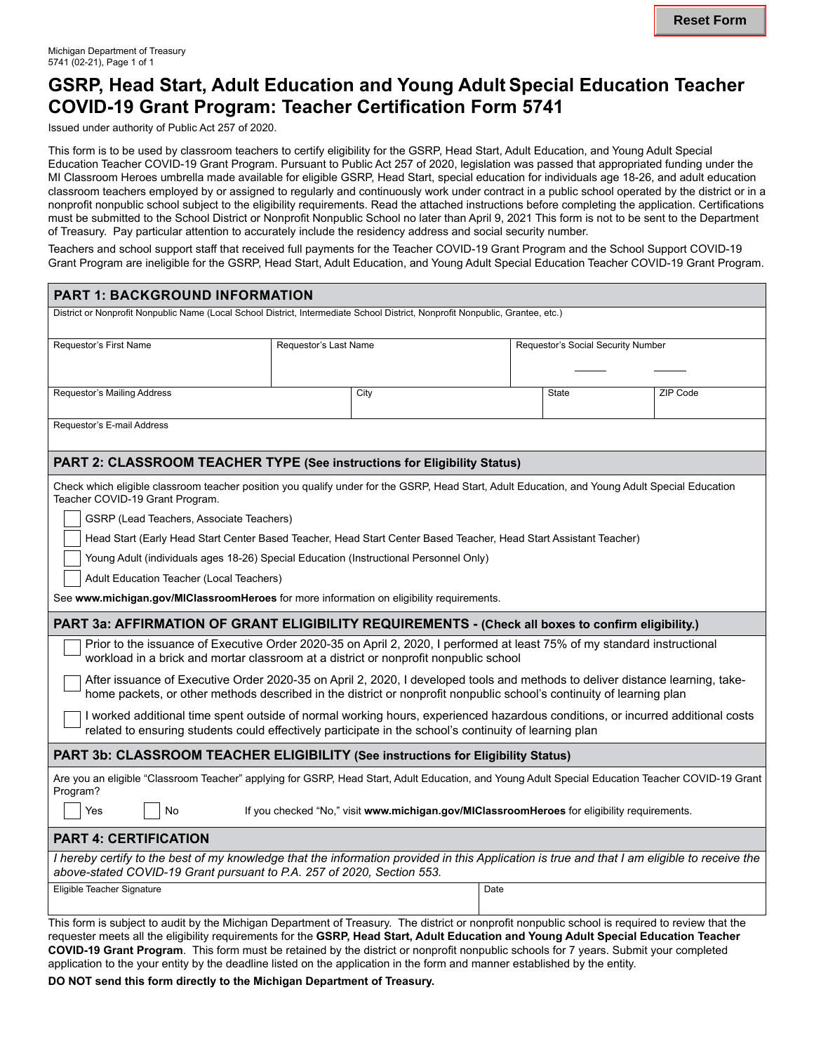Michigan Department of Treasury
5741 (02-21), Page 1 of 1

# GSRP, Head Start, Adult Education and Young Adult Special Education Teacher COVID-19 Grant Program: Teacher Certification Form 5741

Issued under authority of Public Act 257 of 2020.

This form is to be used by classroom teachers to certify eligibility for the GSRP, Head Start, Adult Education, and Young Adult Special Education Teacher COVID-19 Grant Program. Pursuant to Public Act 257 of 2020, legislation was passed that appropriated funding under the MI Classroom Heroes umbrella made available for eligible GSRP, Head Start, special education for individuals age 18-26, and adult education classroom teachers employed by or assigned to regularly and continuously work under contract in a public school operated by the district or in a nonprofit nonpublic school subject to the eligibility requirements. Read the attached instructions before completing the application. Certifications must be submitted to the School District or Nonprofit Nonpublic School no later than April 9, 2021 This form is not to be sent to the Department of Treasury. Pay particular attention to accurately include the residency address and social security number.

Teachers and school support staff that received full payments for the Teacher COVID-19 Grant Program and the School Support COVID-19 Grant Program are ineligible for the GSRP, Head Start, Adult Education, and Young Adult Special Education Teacher COVID-19 Grant Program.

## PART 1: BACKGROUND INFORMATION

| District or Nonprofit Nonpublic Name (Local School District, Intermediate School District, Nonprofit Nonpublic, Grantee, etc.) | | | | |
|---|---|---|---|---|
| | | | | |

| Requestor's First Name | Requestor's Last Name | Requestor's Social Security Number |
|---|---|---|
| | | ___ - ___ - ___ |

| Requestor's Mailing Address | City | State | ZIP Code |
|---|---|---|---|
| | | | |

| Requestor's E-mail Address |
|---|
| |

## PART 2: CLASSROOM TEACHER TYPE (See instructions for Eligibility Status)

Check which eligible classroom teacher position you qualify under for the GSRP, Head Start, Adult Education, and Young Adult Special Education Teacher COVID-19 Grant Program.

- ☐ GSRP (Lead Teachers, Associate Teachers)
- ☐ Head Start (Early Head Start Center Based Teacher, Head Start Center Based Teacher, Head Start Assistant Teacher)
- ☐ Young Adult (individuals ages 18-26) Special Education (Instructional Personnel Only)
- ☐ Adult Education Teacher (Local Teachers)

See **www.michigan.gov/MIClassroomHeroes** for more information on eligibility requirements.

## PART 3a: AFFIRMATION OF GRANT ELIGIBILITY REQUIREMENTS - (Check all boxes to confirm eligibility.)

- ☐ Prior to the issuance of Executive Order 2020-35 on April 2, 2020, I performed at least 75% of my standard instructional workload in a brick and mortar classroom at a district or nonprofit nonpublic school
- ☐ After issuance of Executive Order 2020-35 on April 2, 2020, I developed tools and methods to deliver distance learning, take-home packets, or other methods described in the district or nonprofit nonpublic school's continuity of learning plan
- ☐ I worked additional time spent outside of normal working hours, experienced hazardous conditions, or incurred additional costs related to ensuring students could effectively participate in the school's continuity of learning plan

## PART 3b: CLASSROOM TEACHER ELIGIBILITY (See instructions for Eligibility Status)

Are you an eligible "Classroom Teacher" applying for GSRP, Head Start, Adult Education, and Young Adult Special Education Teacher COVID-19 Grant Program?

☐ Yes ☐ No If you checked "No," visit **www.michigan.gov/MIClassroomHeroes** for eligibility requirements.

## PART 4: CERTIFICATION

*I hereby certify to the best of my knowledge that the information provided in this Application is true and that I am eligible to receive the above-stated COVID-19 Grant pursuant to P.A. 257 of 2020, Section 553.*

| Eligible Teacher Signature | Date |
|---|---|
| | |

This form is subject to audit by the Michigan Department of Treasury. The district or nonprofit nonpublic school is required to review that the requester meets all the eligibility requirements for the **GSRP, Head Start, Adult Education and Young Adult Special Education Teacher COVID-19 Grant Program**. This form must be retained by the district or nonprofit nonpublic schools for 7 years. Submit your completed application to your entity by the deadline listed on the application in the form and manner established by the entity.

**DO NOT send this form directly to the Michigan Department of Treasury.**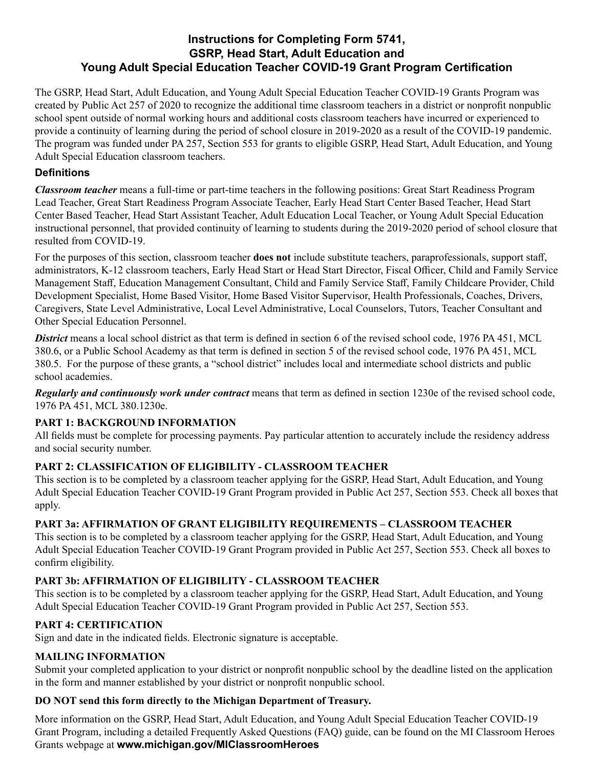# Instructions for Completing Form 5741, GSRP, Head Start, Adult Education and Young Adult Special Education Teacher COVID-19 Grant Program Certification

The GSRP, Head Start, Adult Education, and Young Adult Special Education Teacher COVID-19 Grants Program was created by Public Act 257 of 2020 to recognize the additional time classroom teachers in a district or nonprofit nonpublic school spent outside of normal working hours and additional costs classroom teachers have incurred or experienced to provide a continuity of learning during the period of school closure in 2019-2020 as a result of the COVID-19 pandemic. The program was funded under PA 257, Section 553 for grants to eligible GSRP, Head Start, Adult Education, and Young Adult Special Education classroom teachers.

## Definitions

***Classroom teacher*** means a full-time or part-time teachers in the following positions: Great Start Readiness Program Lead Teacher, Great Start Readiness Program Associate Teacher, Early Head Start Center Based Teacher, Head Start Center Based Teacher, Head Start Assistant Teacher, Adult Education Local Teacher, or Young Adult Special Education instructional personnel, that provided continuity of learning to students during the 2019-2020 period of school closure that resulted from COVID-19.

For the purposes of this section, classroom teacher **does not** include substitute teachers, paraprofessionals, support staff, administrators, K-12 classroom teachers, Early Head Start or Head Start Director, Fiscal Officer, Child and Family Service Management Staff, Education Management Consultant, Child and Family Service Staff, Family Childcare Provider, Child Development Specialist, Home Based Visitor, Home Based Visitor Supervisor, Health Professionals, Coaches, Drivers, Caregivers, State Level Administrative, Local Level Administrative, Local Counselors, Tutors, Teacher Consultant and Other Special Education Personnel.

***District*** means a local school district as that term is defined in section 6 of the revised school code, 1976 PA 451, MCL 380.6, or a Public School Academy as that term is defined in section 5 of the revised school code, 1976 PA 451, MCL 380.5. For the purpose of these grants, a "school district" includes local and intermediate school districts and public school academies.

***Regularly and continuously work under contract*** means that term as defined in section 1230e of the revised school code, 1976 PA 451, MCL 380.1230e.

### PART 1: BACKGROUND INFORMATION

All fields must be complete for processing payments. Pay particular attention to accurately include the residency address and social security number.

### PART 2: CLASSIFICATION OF ELIGIBILITY - CLASSROOM TEACHER

This section is to be completed by a classroom teacher applying for the GSRP, Head Start, Adult Education, and Young Adult Special Education Teacher COVID-19 Grant Program provided in Public Act 257, Section 553. Check all boxes that apply.

### PART 3a: AFFIRMATION OF GRANT ELIGIBILITY REQUIREMENTS – CLASSROOM TEACHER

This section is to be completed by a classroom teacher applying for the GSRP, Head Start, Adult Education, and Young Adult Special Education Teacher COVID-19 Grant Program provided in Public Act 257, Section 553. Check all boxes to confirm eligibility.

### PART 3b: AFFIRMATION OF ELIGIBILITY - CLASSROOM TEACHER

This section is to be completed by a classroom teacher applying for the GSRP, Head Start, Adult Education, and Young Adult Special Education Teacher COVID-19 Grant Program provided in Public Act 257, Section 553.

### PART 4: CERTIFICATION

Sign and date in the indicated fields. Electronic signature is acceptable.

### MAILING INFORMATION

Submit your completed application to your district or nonprofit nonpublic school by the deadline listed on the application in the form and manner established by your district or nonprofit nonpublic school.

**DO NOT send this form directly to the Michigan Department of Treasury.**

More information on the GSRP, Head Start, Adult Education, and Young Adult Special Education Teacher COVID-19 Grant Program, including a detailed Frequently Asked Questions (FAQ) guide, can be found on the MI Classroom Heroes Grants webpage at **www.michigan.gov/MIClassroomHeroes**